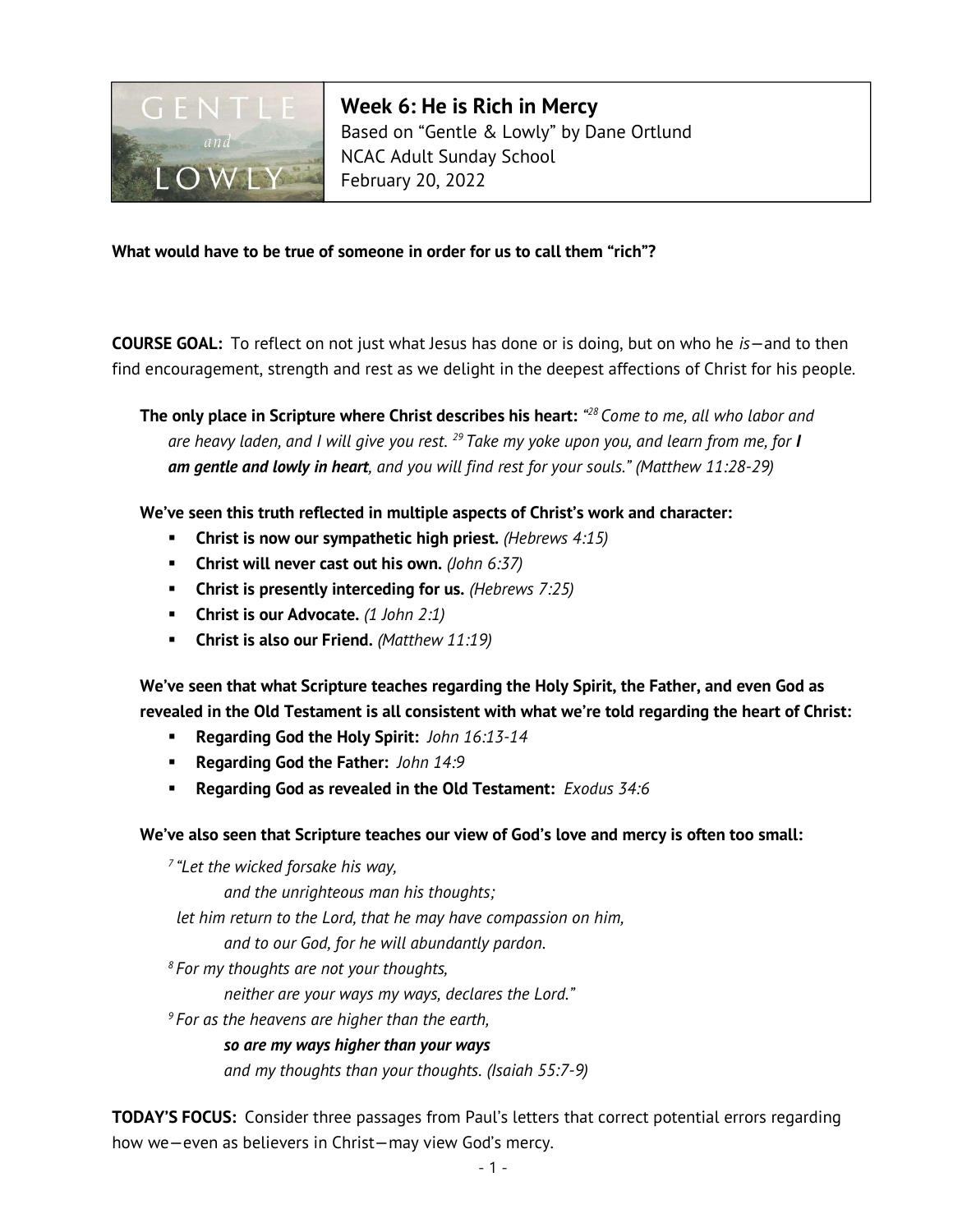# Week 6: He is Rich in Mercy

Based on "Gentle & Lowly" by Dane Ortlund
NCAC Adult Sunday School
February 20, 2022

**What would have to be true of someone in order for us to call them "rich"?**

**COURSE GOAL:** To reflect on not just what Jesus has done or is doing, but on who he *is*—and to then find encouragement, strength and rest as we delight in the deepest affections of Christ for his people.

**The only place in Scripture where Christ describes his heart:** *"[28] Come to me, all who labor and are heavy laden, and I will give you rest. [29] Take my yoke upon you, and learn from me, for **I am gentle and lowly in heart**, and you will find rest for your souls." (Matthew 11:28-29)*

**We've seen this truth reflected in multiple aspects of Christ's work and character:**

- **Christ is now our sympathetic high priest.** *(Hebrews 4:15)*
- **Christ will never cast out his own.** *(John 6:37)*
- **Christ is presently interceding for us.** *(Hebrews 7:25)*
- **Christ is our Advocate.** *(1 John 2:1)*
- **Christ is also our Friend.** *(Matthew 11:19)*

**We've seen that what Scripture teaches regarding the Holy Spirit, the Father, and even God as revealed in the Old Testament is all consistent with what we're told regarding the heart of Christ:**

- **Regarding God the Holy Spirit:** *John 16:13-14*
- **Regarding God the Father:** *John 14:9*
- **Regarding God as revealed in the Old Testament:** *Exodus 34:6*

**We've also seen that Scripture teaches our view of God's love and mercy is often too small:**

*[7] "Let the wicked forsake his way,*
*and the unrighteous man his thoughts;*
*let him return to the Lord, that he may have compassion on him,*
*and to our God, for he will abundantly pardon.*
*[8] For my thoughts are not your thoughts,*
*neither are your ways my ways, declares the Lord."*
*[9] For as the heavens are higher than the earth,*
***so are my ways higher than your ways***
*and my thoughts than your thoughts. (Isaiah 55:7-9)*

**TODAY'S FOCUS:** Consider three passages from Paul's letters that correct potential errors regarding how we—even as believers in Christ—may view God's mercy.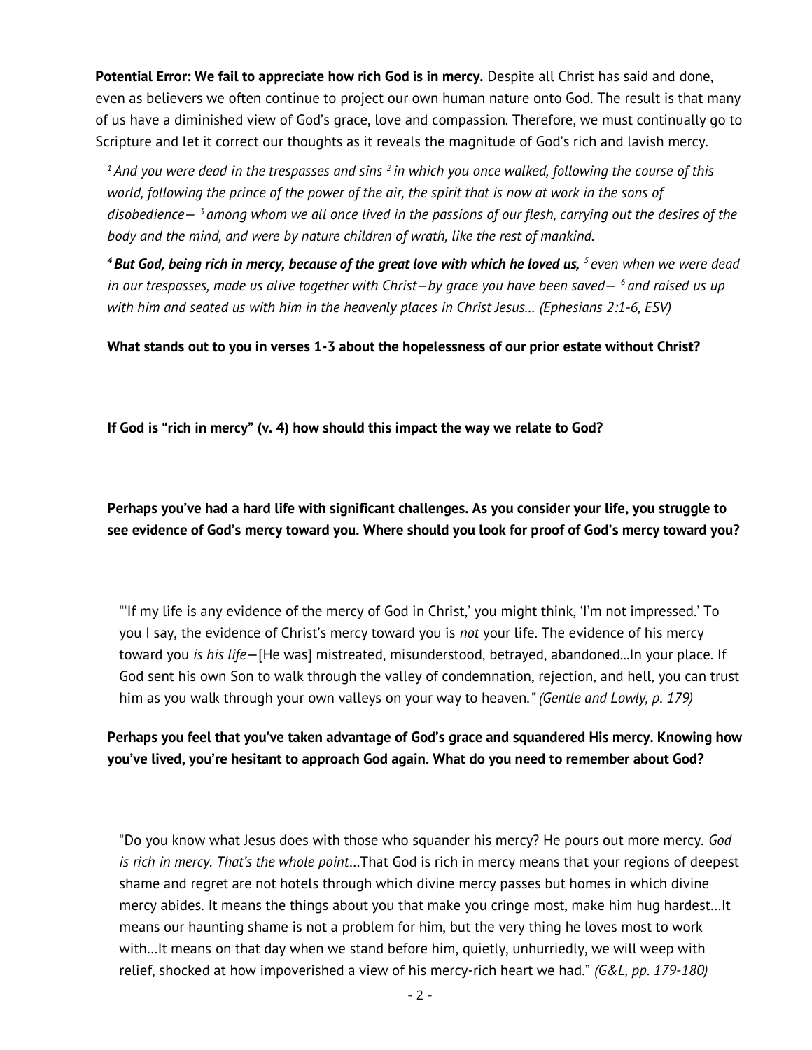**<u>Potential Error: We fail to appreciate how rich God is in mercy.</u>** Despite all Christ has said and done, even as believers we often continue to project our own human nature onto God. The result is that many of us have a diminished view of God's grace, love and compassion. Therefore, we must continually go to Scripture and let it correct our thoughts as it reveals the magnitude of God's rich and lavish mercy.

> *[1] And you were dead in the trespasses and sins [2] in which you once walked, following the course of this world, following the prince of the power of the air, the spirit that is now at work in the sons of disobedience— [3] among whom we all once lived in the passions of our flesh, carrying out the desires of the body and the mind, and were by nature children of wrath, like the rest of mankind.*
>
> ***[4] But God, being rich in mercy, because of the great love with which he loved us,*** *[5] even when we were dead in our trespasses, made us alive together with Christ—by grace you have been saved— [6] and raised us up with him and seated us with him in the heavenly places in Christ Jesus… (Ephesians 2:1-6, ESV)*

**What stands out to you in verses 1-3 about the hopelessness of our prior estate without Christ?**

**If God is "rich in mercy" (v. 4) how should this impact the way we relate to God?**

**Perhaps you've had a hard life with significant challenges. As you consider your life, you struggle to see evidence of God's mercy toward you. Where should you look for proof of God's mercy toward you?**

> "'If my life is any evidence of the mercy of God in Christ,' you might think, 'I'm not impressed.' To you I say, the evidence of Christ's mercy toward you is *not* your life. The evidence of his mercy toward you *is his life*—[He was] mistreated, misunderstood, betrayed, abandoned…In your place. If God sent his own Son to walk through the valley of condemnation, rejection, and hell, you can trust him as you walk through your own valleys on your way to heaven.*" (Gentle and Lowly, p. 179)*

**Perhaps you feel that you've taken advantage of God's grace and squandered His mercy. Knowing how you've lived, you're hesitant to approach God again. What do you need to remember about God?**

> "Do you know what Jesus does with those who squander his mercy? He pours out more mercy. *God is rich in mercy. That's the whole point*…That God is rich in mercy means that your regions of deepest shame and regret are not hotels through which divine mercy passes but homes in which divine mercy abides. It means the things about you that make you cringe most, make him hug hardest…It means our haunting shame is not a problem for him, but the very thing he loves most to work with…It means on that day when we stand before him, quietly, unhurriedly, we will weep with relief, shocked at how impoverished a view of his mercy-rich heart we had." *(G&L, pp. 179-180)*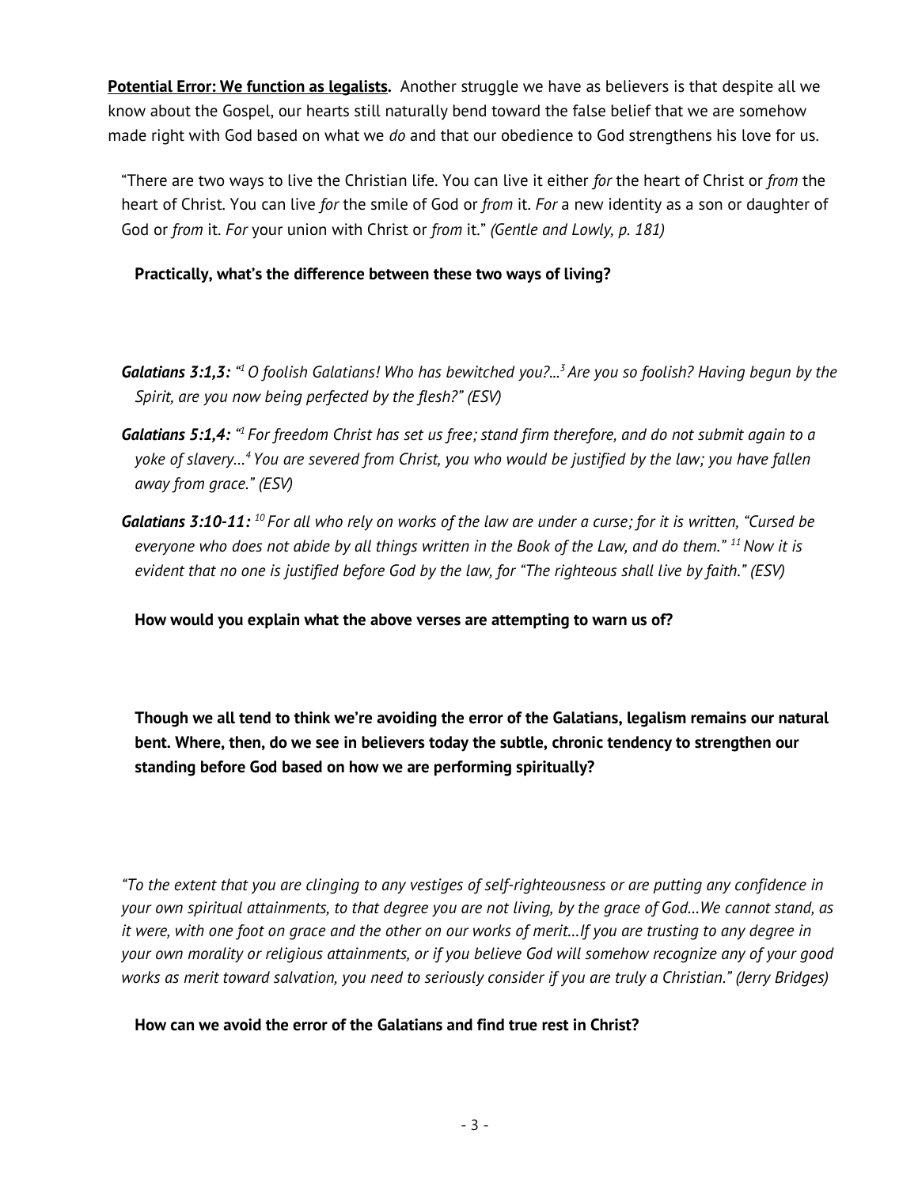**<u>Potential Error: We function as legalists.</u>** Another struggle we have as believers is that despite all we know about the Gospel, our hearts still naturally bend toward the false belief that we are somehow made right with God based on what we *do* and that our obedience to God strengthens his love for us.

> "There are two ways to live the Christian life. You can live it either *for* the heart of Christ or *from* the heart of Christ. You can live *for* the smile of God or *from* it. *For* a new identity as a son or daughter of God or *from* it. *For* your union with Christ or *from* it." *(Gentle and Lowly, p. 181)*

**Practically, what's the difference between these two ways of living?**

***Galatians 3:1,3:*** *"[1] O foolish Galatians! Who has bewitched you?...[3] Are you so foolish? Having begun by the Spirit, are you now being perfected by the flesh?" (ESV)*

***Galatians 5:1,4:*** *"[1] For freedom Christ has set us free; stand firm therefore, and do not submit again to a yoke of slavery...[4] You are severed from Christ, you who would be justified by the law; you have fallen away from grace." (ESV)*

***Galatians 3:10-11:*** *[10] For all who rely on works of the law are under a curse; for it is written, "Cursed be everyone who does not abide by all things written in the Book of the Law, and do them." [11] Now it is evident that no one is justified before God by the law, for "The righteous shall live by faith." (ESV)*

**How would you explain what the above verses are attempting to warn us of?**

**Though we all tend to think we're avoiding the error of the Galatians, legalism remains our natural bent. Where, then, do we see in believers today the subtle, chronic tendency to strengthen our standing before God based on how we are performing spiritually?**

*"To the extent that you are clinging to any vestiges of self-righteousness or are putting any confidence in your own spiritual attainments, to that degree you are not living, by the grace of God...We cannot stand, as it were, with one foot on grace and the other on our works of merit...If you are trusting to any degree in your own morality or religious attainments, or if you believe God will somehow recognize any of your good works as merit toward salvation, you need to seriously consider if you are truly a Christian." (Jerry Bridges)*

**How can we avoid the error of the Galatians and find true rest in Christ?**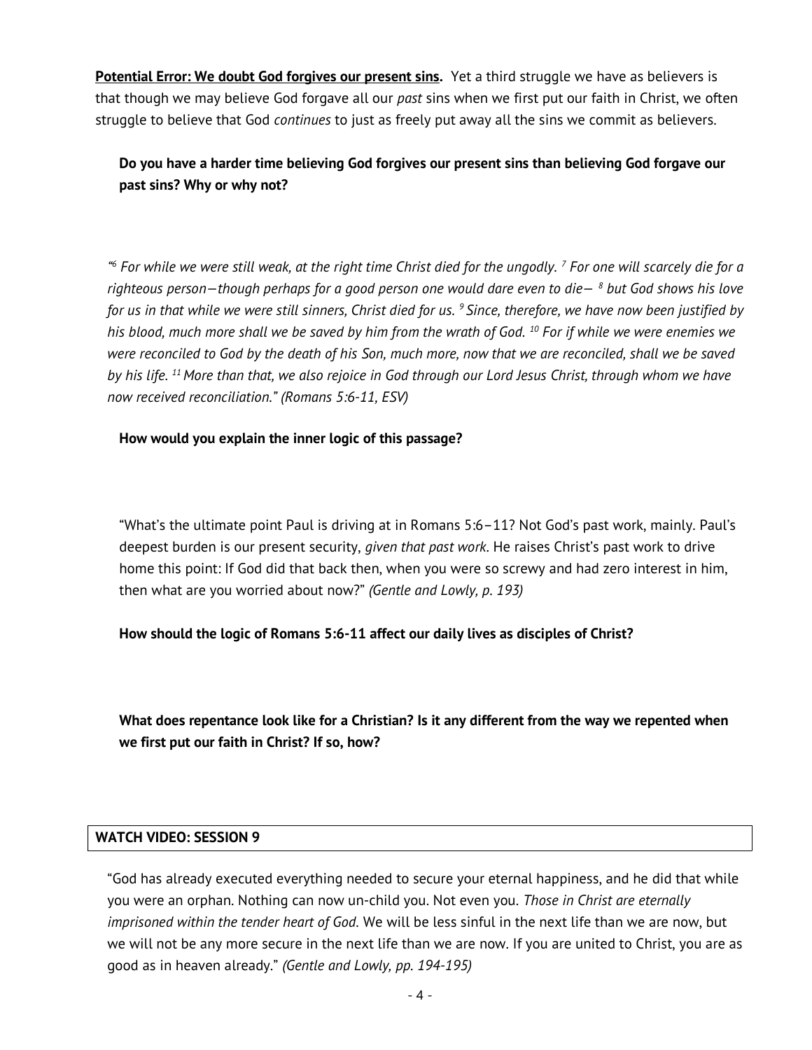**<u>Potential Error: We doubt God forgives our present sins.</u>** Yet a third struggle we have as believers is that though we may believe God forgave all our *past* sins when we first put our faith in Christ, we often struggle to believe that God *continues* to just as freely put away all the sins we commit as believers.

**Do you have a harder time believing God forgives our present sins than believing God forgave our past sins? Why or why not?**

*"[6] For while we were still weak, at the right time Christ died for the ungodly. [7] For one will scarcely die for a righteous person—though perhaps for a good person one would dare even to die— [8] but God shows his love for us in that while we were still sinners, Christ died for us. [9] Since, therefore, we have now been justified by his blood, much more shall we be saved by him from the wrath of God. [10] For if while we were enemies we were reconciled to God by the death of his Son, much more, now that we are reconciled, shall we be saved by his life. [11] More than that, we also rejoice in God through our Lord Jesus Christ, through whom we have now received reconciliation." (Romans 5:6-11, ESV)*

**How would you explain the inner logic of this passage?**

"What's the ultimate point Paul is driving at in Romans 5:6–11? Not God's past work, mainly. Paul's deepest burden is our present security, *given that past work*. He raises Christ's past work to drive home this point: If God did that back then, when you were so screwy and had zero interest in him, then what are you worried about now?" *(Gentle and Lowly, p. 193)*

**How should the logic of Romans 5:6-11 affect our daily lives as disciples of Christ?**

**What does repentance look like for a Christian? Is it any different from the way we repented when we first put our faith in Christ? If so, how?**

**WATCH VIDEO: SESSION 9**

"God has already executed everything needed to secure your eternal happiness, and he did that while you were an orphan. Nothing can now un-child you. Not even you. *Those in Christ are eternally imprisoned within the tender heart of God.* We will be less sinful in the next life than we are now, but we will not be any more secure in the next life than we are now. If you are united to Christ, you are as good as in heaven already." *(Gentle and Lowly, pp. 194-195)*